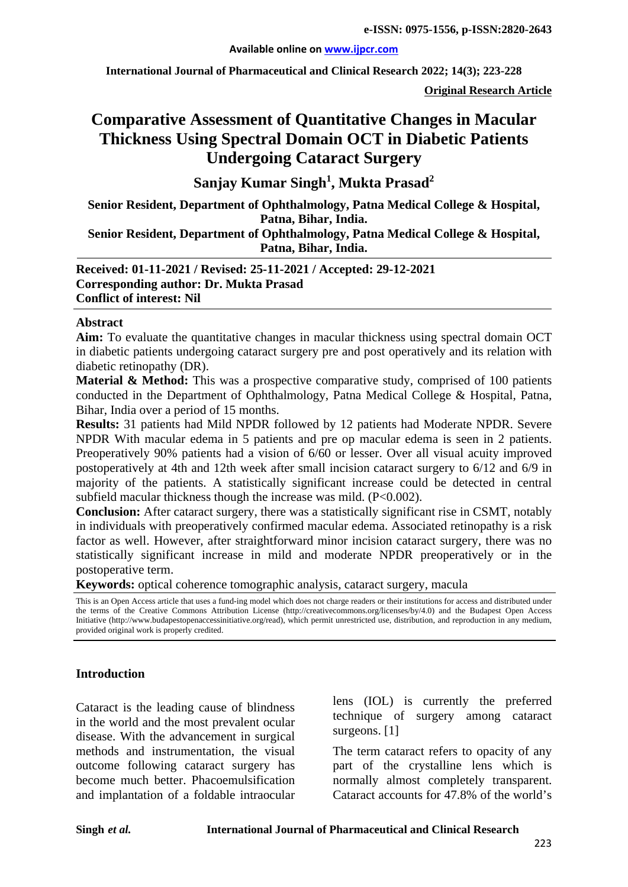**Original Research Article**

# Comparative Assessment of Quantitative Changes in Macular Thickness Using Spectral Domain OCT in Diabetic Patients Undergoing Cataract Surgery

**Sanjay Kumar Singh[1], Mukta Prasad[2]**

[1]Senior Resident, Department of Ophthalmology, Patna Medical College & Hospital, Patna, Bihar, India.

[2]Senior Resident, Department of Ophthalmology, Patna Medical College & Hospital, Patna, Bihar, India.

**Received: 01-11-2021 / Revised: 25-11-2021 / Accepted: 29-12-2021**
**Corresponding author: Dr. Mukta Prasad**
**Conflict of interest: Nil**

## Abstract

**Aim:** To evaluate the quantitative changes in macular thickness using spectral domain OCT in diabetic patients undergoing cataract surgery pre and post operatively and its relation with diabetic retinopathy (DR).

**Material & Method:** This was a prospective comparative study, comprised of 100 patients conducted in the Department of Ophthalmology, Patna Medical College & Hospital, Patna, Bihar, India over a period of 15 months.

**Results:** 31 patients had Mild NPDR followed by 12 patients had Moderate NPDR. Severe NPDR With macular edema in 5 patients and pre op macular edema is seen in 2 patients. Preoperatively 90% patients had a vision of 6/60 or lesser. Over all visual acuity improved postoperatively at 4th and 12th week after small incision cataract surgery to 6/12 and 6/9 in majority of the patients. A statistically significant increase could be detected in central subfield macular thickness though the increase was mild. ($P<0.002$).

**Conclusion:** After cataract surgery, there was a statistically significant rise in CSMT, notably in individuals with preoperatively confirmed macular edema. Associated retinopathy is a risk factor as well. However, after straightforward minor incision cataract surgery, there was no statistically significant increase in mild and moderate NPDR preoperatively or in the postoperative term.

**Keywords:** optical coherence tomographic analysis, cataract surgery, macula

This is an Open Access article that uses a fund-ing model which does not charge readers or their institutions for access and distributed under the terms of the Creative Commons Attribution License (http://creativecommons.org/licenses/by/4.0) and the Budapest Open Access Initiative (http://www.budapestopenaccessinitiative.org/read), which permit unrestricted use, distribution, and reproduction in any medium, provided original work is properly credited.

## Introduction

Cataract is the leading cause of blindness in the world and the most prevalent ocular disease. With the advancement in surgical methods and instrumentation, the visual outcome following cataract surgery has become much better. Phacoemulsification and implantation of a foldable intraocular lens (IOL) is currently the preferred technique of surgery among cataract surgeons. [1]

The term cataract refers to opacity of any part of the crystalline lens which is normally almost completely transparent. Cataract accounts for 47.8% of the world's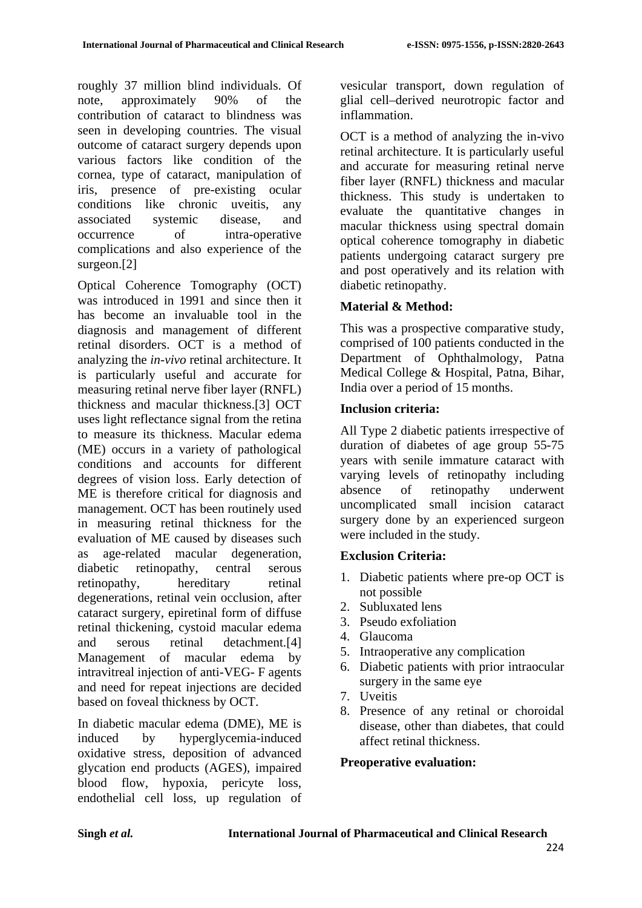roughly 37 million blind individuals. Of note, approximately 90% of the contribution of cataract to blindness was seen in developing countries. The visual outcome of cataract surgery depends upon various factors like condition of the cornea, type of cataract, manipulation of iris, presence of pre-existing ocular conditions like chronic uveitis, any associated systemic disease, and occurrence of intra-operative complications and also experience of the surgeon.[2]

Optical Coherence Tomography (OCT) was introduced in 1991 and since then it has become an invaluable tool in the diagnosis and management of different retinal disorders. OCT is a method of analyzing the *in-vivo* retinal architecture. It is particularly useful and accurate for measuring retinal nerve fiber layer (RNFL) thickness and macular thickness.[3] OCT uses light reflectance signal from the retina to measure its thickness. Macular edema (ME) occurs in a variety of pathological conditions and accounts for different degrees of vision loss. Early detection of ME is therefore critical for diagnosis and management. OCT has been routinely used in measuring retinal thickness for the evaluation of ME caused by diseases such as age-related macular degeneration, diabetic retinopathy, central serous retinopathy, hereditary retinal degenerations, retinal vein occlusion, after cataract surgery, epiretinal form of diffuse retinal thickening, cystoid macular edema and serous retinal detachment.[4] Management of macular edema by intravitreal injection of anti-VEG- F agents and need for repeat injections are decided based on foveal thickness by OCT.

In diabetic macular edema (DME), ME is induced by hyperglycemia-induced oxidative stress, deposition of advanced glycation end products (AGES), impaired blood flow, hypoxia, pericyte loss, endothelial cell loss, up regulation of vesicular transport, down regulation of glial cell–derived neurotropic factor and inflammation.

OCT is a method of analyzing the in-vivo retinal architecture. It is particularly useful and accurate for measuring retinal nerve fiber layer (RNFL) thickness and macular thickness. This study is undertaken to evaluate the quantitative changes in macular thickness using spectral domain optical coherence tomography in diabetic patients undergoing cataract surgery pre and post operatively and its relation with diabetic retinopathy.

### Material & Method:

This was a prospective comparative study, comprised of 100 patients conducted in the Department of Ophthalmology, Patna Medical College & Hospital, Patna, Bihar, India over a period of 15 months.

### Inclusion criteria:

All Type 2 diabetic patients irrespective of duration of diabetes of age group 55-75 years with senile immature cataract with varying levels of retinopathy including absence of retinopathy underwent uncomplicated small incision cataract surgery done by an experienced surgeon were included in the study.

### Exclusion Criteria:

1. Diabetic patients where pre-op OCT is not possible
2. Subluxated lens
3. Pseudo exfoliation
4. Glaucoma
5. Intraoperative any complication
6. Diabetic patients with prior intraocular surgery in the same eye
7. Uveitis
8. Presence of any retinal or choroidal disease, other than diabetes, that could affect retinal thickness.

### Preoperative evaluation: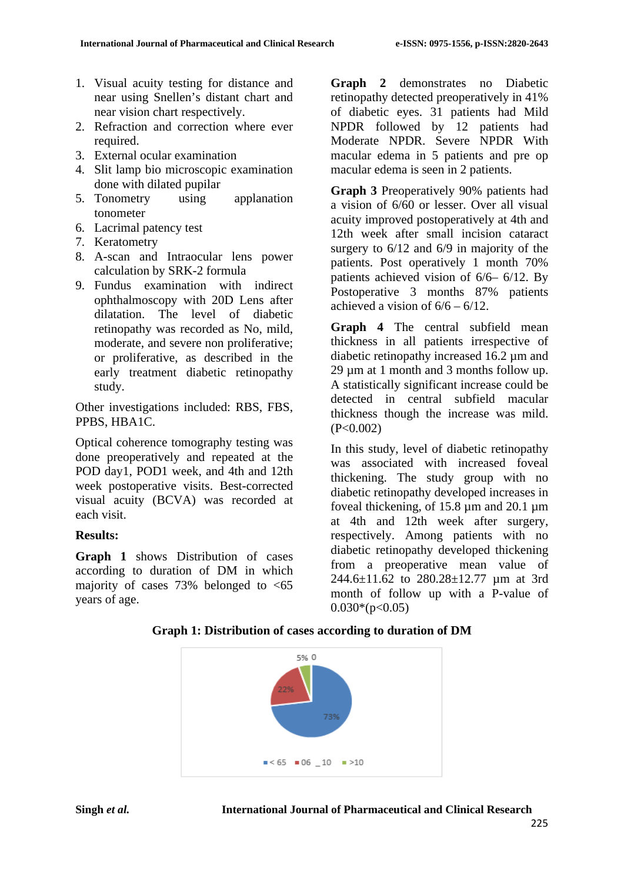1. Visual acuity testing for distance and near using Snellen's distant chart and near vision chart respectively.
2. Refraction and correction where ever required.
3. External ocular examination
4. Slit lamp bio microscopic examination done with dilated pupilar
5. Tonometry using applanation tonometer
6. Lacrimal patency test
7. Keratometry
8. A-scan and Intraocular lens power calculation by SRK-2 formula
9. Fundus examination with indirect ophthalmoscopy with 20D Lens after dilatation. The level of diabetic retinopathy was recorded as No, mild, moderate, and severe non proliferative; or proliferative, as described in the early treatment diabetic retinopathy study.

Other investigations included: RBS, FBS, PPBS, HBA1C.

Optical coherence tomography testing was done preoperatively and repeated at the POD day1, POD1 week, and 4th and 12th week postoperative visits. Best-corrected visual acuity (BCVA) was recorded at each visit.

**Results:**

**Graph 1** shows Distribution of cases according to duration of DM in which majority of cases 73% belonged to <65 years of age.

**Graph 2** demonstrates no Diabetic retinopathy detected preoperatively in 41% of diabetic eyes. 31 patients had Mild NPDR followed by 12 patients had Moderate NPDR. Severe NPDR With macular edema in 5 patients and pre op macular edema is seen in 2 patients.

**Graph 3** Preoperatively 90% patients had a vision of 6/60 or lesser. Over all visual acuity improved postoperatively at 4th and 12th week after small incision cataract surgery to 6/12 and 6/9 in majority of the patients. Post operatively 1 month 70% patients achieved vision of 6/6– 6/12. By Postoperative 3 months 87% patients achieved a vision of 6/6 – 6/12.

**Graph 4** The central subfield mean thickness in all patients irrespective of diabetic retinopathy increased 16.2 µm and 29 µm at 1 month and 3 months follow up. A statistically significant increase could be detected in central subfield macular thickness though the increase was mild. ($P<0.002$)

In this study, level of diabetic retinopathy was associated with increased foveal thickening. The study group with no diabetic retinopathy developed increases in foveal thickening, of 15.8 µm and 20.1 µm at 4th and 12th week after surgery, respectively. Among patients with no diabetic retinopathy developed thickening from a preoperative mean value of 244.6±11.62 to 280.28±12.77 µm at 3rd month of follow up with a P-value of 0.030*($p<0.05$)

**Graph 1: Distribution of cases according to duration of DM**

5% 0

22%

73%

< 65 ■06 _10 ■>10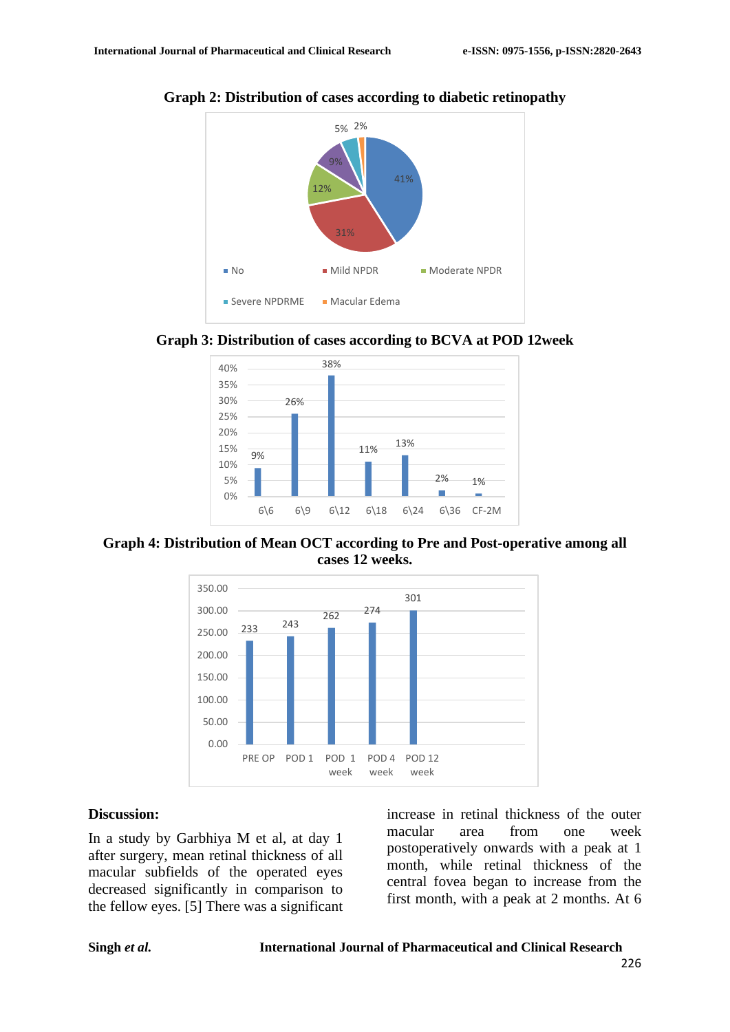**Graph 2: Distribution of cases according to diabetic retinopathy**

**Graph 3: Distribution of cases according to BCVA at POD 12week**

**Graph 4: Distribution of Mean OCT according to Pre and Post-operative among all cases 12 weeks.**

## Discussion:

In a study by Garbhiya M et al, at day 1 after surgery, mean retinal thickness of all macular subfields of the operated eyes decreased significantly in comparison to the fellow eyes. [5] There was a significant increase in retinal thickness of the outer macular area from one week postoperatively onwards with a peak at 1 month, while retinal thickness of the central fovea began to increase from the first month, with a peak at 2 months. At 6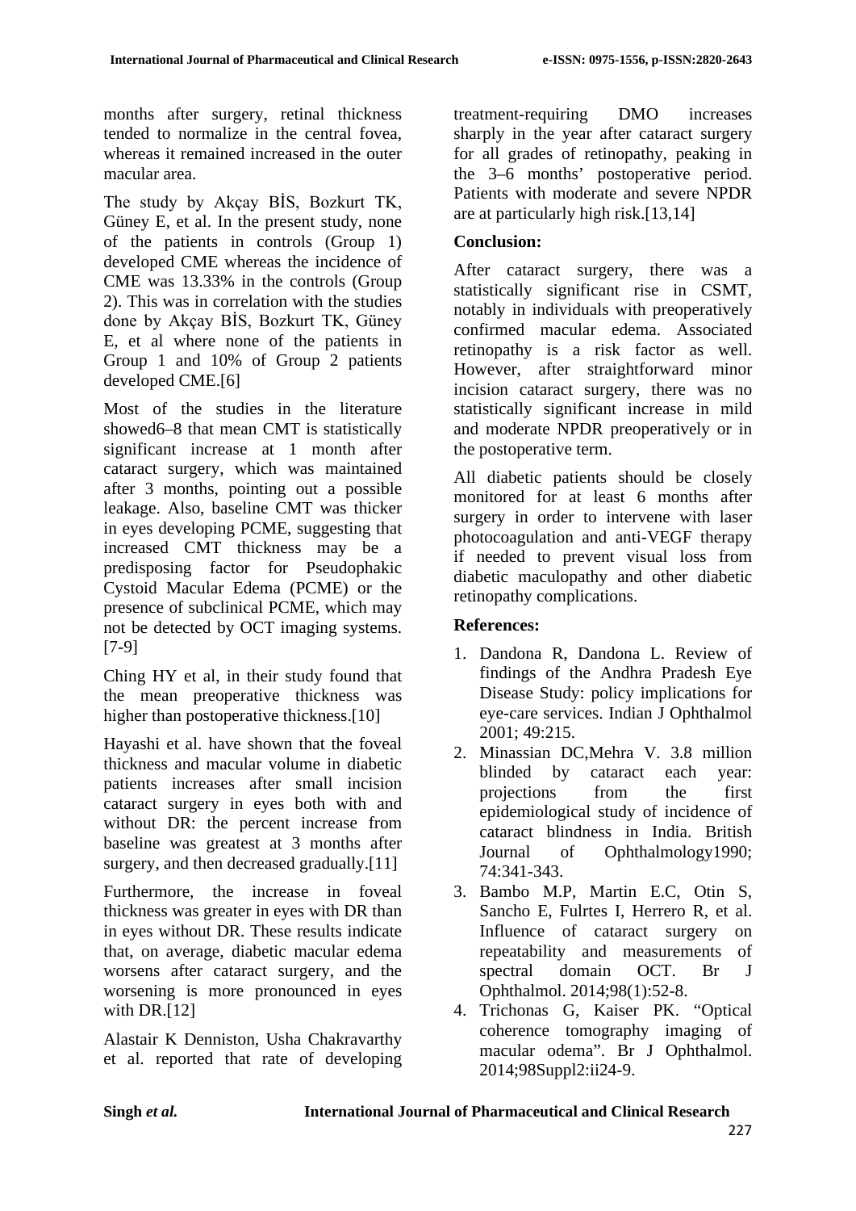months after surgery, retinal thickness tended to normalize in the central fovea, whereas it remained increased in the outer macular area.

The study by Akçay BİS, Bozkurt TK, Güney E, et al. In the present study, none of the patients in controls (Group 1) developed CME whereas the incidence of CME was 13.33% in the controls (Group 2). This was in correlation with the studies done by Akçay BİS, Bozkurt TK, Güney E, et al where none of the patients in Group 1 and 10% of Group 2 patients developed CME.[6]

Most of the studies in the literature showed6–8 that mean CMT is statistically significant increase at 1 month after cataract surgery, which was maintained after 3 months, pointing out a possible leakage. Also, baseline CMT was thicker in eyes developing PCME, suggesting that increased CMT thickness may be a predisposing factor for Pseudophakic Cystoid Macular Edema (PCME) or the presence of subclinical PCME, which may not be detected by OCT imaging systems.[7-9]

Ching HY et al, in their study found that the mean preoperative thickness was higher than postoperative thickness.[10]

Hayashi et al. have shown that the foveal thickness and macular volume in diabetic patients increases after small incision cataract surgery in eyes both with and without DR: the percent increase from baseline was greatest at 3 months after surgery, and then decreased gradually.[11]

Furthermore, the increase in foveal thickness was greater in eyes with DR than in eyes without DR. These results indicate that, on average, diabetic macular edema worsens after cataract surgery, and the worsening is more pronounced in eyes with DR.[12]

Alastair K Denniston, Usha Chakravarthy et al. reported that rate of developing treatment-requiring DMO increases sharply in the year after cataract surgery for all grades of retinopathy, peaking in the 3–6 months' postoperative period. Patients with moderate and severe NPDR are at particularly high risk.[13,14]

## Conclusion:

After cataract surgery, there was a statistically significant rise in CSMT, notably in individuals with preoperatively confirmed macular edema. Associated retinopathy is a risk factor as well. However, after straightforward minor incision cataract surgery, there was no statistically significant increase in mild and moderate NPDR preoperatively or in the postoperative term.

All diabetic patients should be closely monitored for at least 6 months after surgery in order to intervene with laser photocoagulation and anti-VEGF therapy if needed to prevent visual loss from diabetic maculopathy and other diabetic retinopathy complications.

## References:

1. Dandona R, Dandona L. Review of findings of the Andhra Pradesh Eye Disease Study: policy implications for eye-care services. Indian J Ophthalmol 2001; 49:215.
2. Minassian DC,Mehra V. 3.8 million blinded by cataract each year: projections from the first epidemiological study of incidence of cataract blindness in India. British Journal of Ophthalmology1990; 74:341-343.
3. Bambo M.P, Martin E.C, Otin S, Sancho E, Fulrtes I, Herrero R, et al. Influence of cataract surgery on repeatability and measurements of spectral domain OCT. Br J Ophthalmol. 2014;98(1):52-8.
4. Trichonas G, Kaiser PK. "Optical coherence tomography imaging of macular odema". Br J Ophthalmol. 2014;98Suppl2:ii24-9.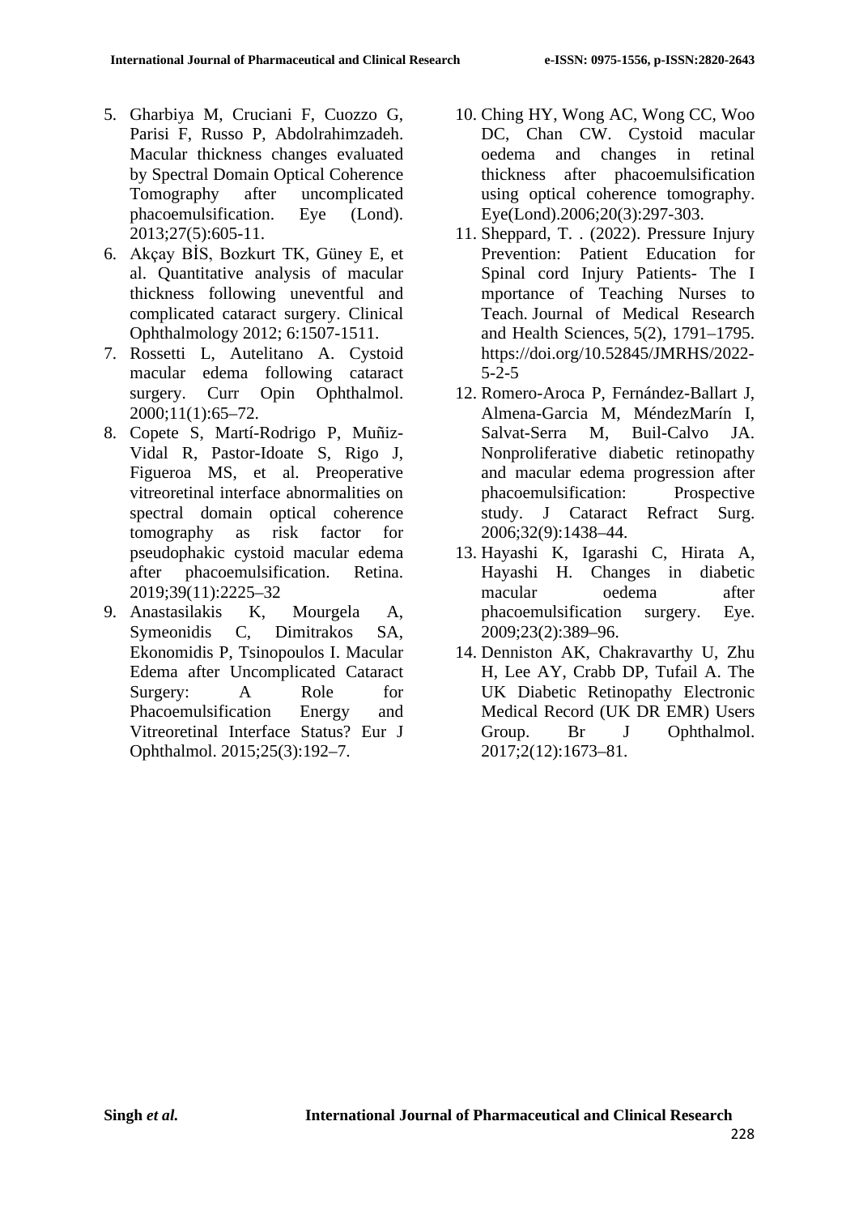5. Gharbiya M, Cruciani F, Cuozzo G, Parisi F, Russo P, Abdolrahimzadeh. Macular thickness changes evaluated by Spectral Domain Optical Coherence Tomography after uncomplicated phacoemulsification. Eye (Lond). 2013;27(5):605-11.
6. Akçay BİS, Bozkurt TK, Güney E, et al. Quantitative analysis of macular thickness following uneventful and complicated cataract surgery. Clinical Ophthalmology 2012; 6:1507-1511.
7. Rossetti L, Autelitano A. Cystoid macular edema following cataract surgery. Curr Opin Ophthalmol. 2000;11(1):65–72.
8. Copete S, Martí-Rodrigo P, Muñiz-Vidal R, Pastor-Idoate S, Rigo J, Figueroa MS, et al. Preoperative vitreoretinal interface abnormalities on spectral domain optical coherence tomography as risk factor for pseudophakic cystoid macular edema after phacoemulsification. Retina. 2019;39(11):2225–32
9. Anastasilakis K, Mourgela A, Symeonidis C, Dimitrakos SA, Ekonomidis P, Tsinopoulos I. Macular Edema after Uncomplicated Cataract Surgery: A Role for Phacoemulsification Energy and Vitreoretinal Interface Status? Eur J Ophthalmol. 2015;25(3):192–7.
10. Ching HY, Wong AC, Wong CC, Woo DC, Chan CW. Cystoid macular oedema and changes in retinal thickness after phacoemulsification using optical coherence tomography. Eye(Lond).2006;20(3):297-303.
11. Sheppard, T. . (2022). Pressure Injury Prevention: Patient Education for Spinal cord Injury Patients- The I mportance of Teaching Nurses to Teach. Journal of Medical Research and Health Sciences, 5(2), 1791–1795. https://doi.org/10.52845/JMRHS/2022-5-2-5
12. Romero-Aroca P, Fernández-Ballart J, Almena-Garcia M, MéndezMarín I, Salvat-Serra M, Buil-Calvo JA. Nonproliferative diabetic retinopathy and macular edema progression after phacoemulsification: Prospective study. J Cataract Refract Surg. 2006;32(9):1438–44.
13. Hayashi K, Igarashi C, Hirata A, Hayashi H. Changes in diabetic macular oedema after phacoemulsification surgery. Eye. 2009;23(2):389–96.
14. Denniston AK, Chakravarthy U, Zhu H, Lee AY, Crabb DP, Tufail A. The UK Diabetic Retinopathy Electronic Medical Record (UK DR EMR) Users Group. Br J Ophthalmol. 2017;2(12):1673–81.